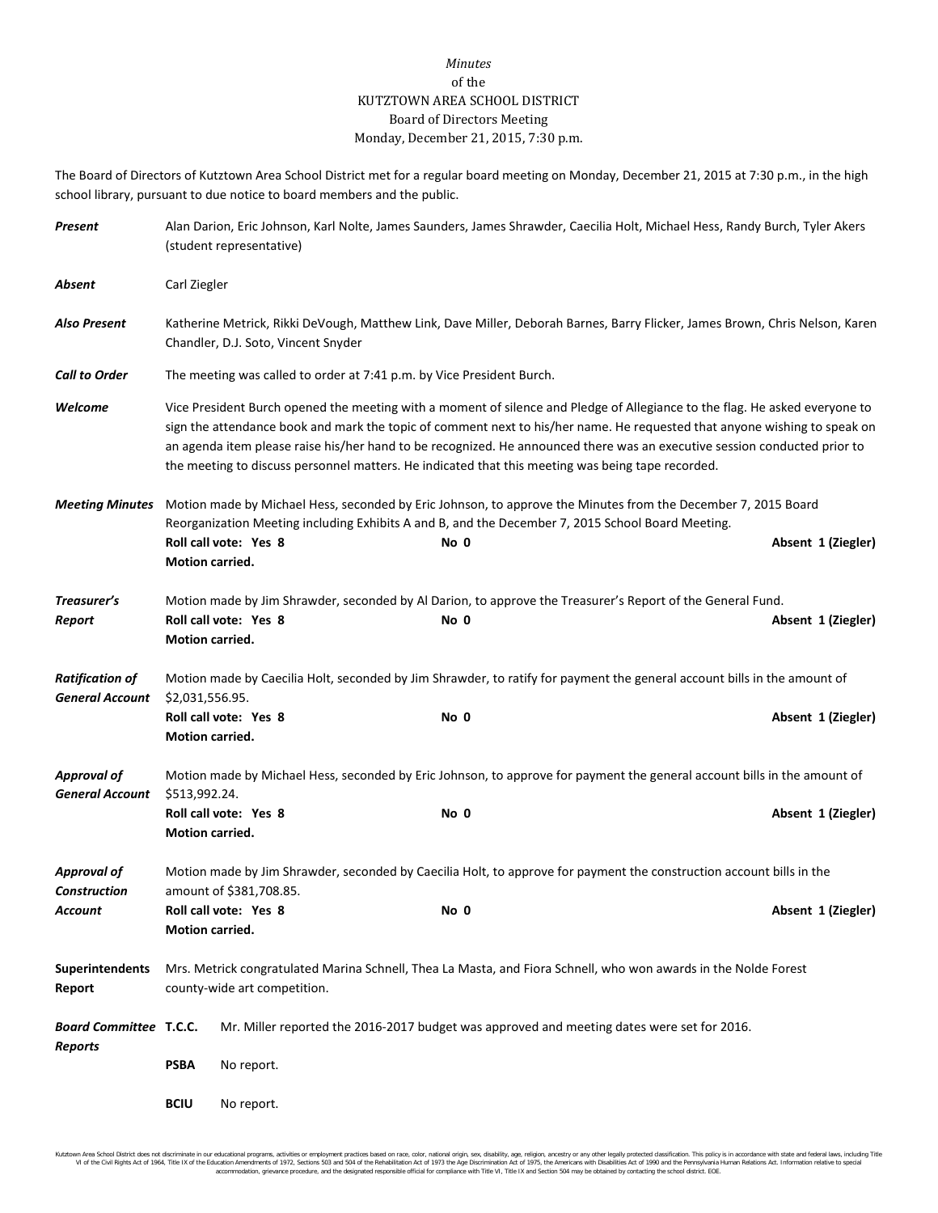*Minutes*
of the
KUTZTOWN AREA SCHOOL DISTRICT
Board of Directors Meeting
Monday, December 21, 2015, 7:30 p.m.

The Board of Directors of Kutztown Area School District met for a regular board meeting on Monday, December 21, 2015 at 7:30 p.m., in the high school library, pursuant to due notice to board members and the public.

***Present*** Alan Darion, Eric Johnson, Karl Nolte, James Saunders, James Shrawder, Caecilia Holt, Michael Hess, Randy Burch, Tyler Akers (student representative)

***Absent*** Carl Ziegler

***Also Present*** Katherine Metrick, Rikki DeVough, Matthew Link, Dave Miller, Deborah Barnes, Barry Flicker, James Brown, Chris Nelson, Karen Chandler, D.J. Soto, Vincent Snyder

***Call to Order*** The meeting was called to order at 7:41 p.m. by Vice President Burch.

***Welcome*** Vice President Burch opened the meeting with a moment of silence and Pledge of Allegiance to the flag. He asked everyone to sign the attendance book and mark the topic of comment next to his/her name. He requested that anyone wishing to speak on an agenda item please raise his/her hand to be recognized. He announced there was an executive session conducted prior to the meeting to discuss personnel matters. He indicated that this meeting was being tape recorded.

***Meeting Minutes*** Motion made by Michael Hess, seconded by Eric Johnson, to approve the Minutes from the December 7, 2015 Board Reorganization Meeting including Exhibits A and B, and the December 7, 2015 School Board Meeting.
**Roll call vote: Yes 8** **No 0** **Absent 1 (Ziegler)**
**Motion carried.**

***Treasurer's Report*** Motion made by Jim Shrawder, seconded by Al Darion, to approve the Treasurer's Report of the General Fund.
**Roll call vote: Yes 8** **No 0** **Absent 1 (Ziegler)**
**Motion carried.**

***Ratification of General Account*** Motion made by Caecilia Holt, seconded by Jim Shrawder, to ratify for payment the general account bills in the amount of $2,031,556.95.
**Roll call vote: Yes 8** **No 0** **Absent 1 (Ziegler)**
**Motion carried.**

***Approval of General Account*** Motion made by Michael Hess, seconded by Eric Johnson, to approve for payment the general account bills in the amount of $513,992.24.
**Roll call vote: Yes 8** **No 0** **Absent 1 (Ziegler)**
**Motion carried.**

***Approval of Construction Account*** Motion made by Jim Shrawder, seconded by Caecilia Holt, to approve for payment the construction account bills in the amount of $381,708.85.
**Roll call vote: Yes 8** **No 0** **Absent 1 (Ziegler)**
**Motion carried.**

**Superintendents Report** Mrs. Metrick congratulated Marina Schnell, Thea La Masta, and Fiora Schnell, who won awards in the Nolde Forest county-wide art competition.

***Board Committee Reports***

**T.C.C.** Mr. Miller reported the 2016-2017 budget was approved and meeting dates were set for 2016.

**PSBA** No report.

**BCIU** No report.

Kutztown Area School District does not discriminate in our educational programs, activities or employment practices based on race, color, national origin, sex, disability, age, religion, ancestry or any other legally protected classification. This policy is in accordance with state and federal laws, including Title VI of the Civil Rights Act of 1964, Title IX of the Education Amendments of 1972, Sections 503 and 504 of the Rehabilitation Act of 1973 the Age Discrimination Act of 1975, the Americans with Disabilities Act of 1990 and the Pennsylvania Human Relations Act. Information relative to special accommodation, grievance procedure, and the designated responsible official for compliance with Title VI, Title IX and Section 504 may be obtained by contacting the school district. EOE.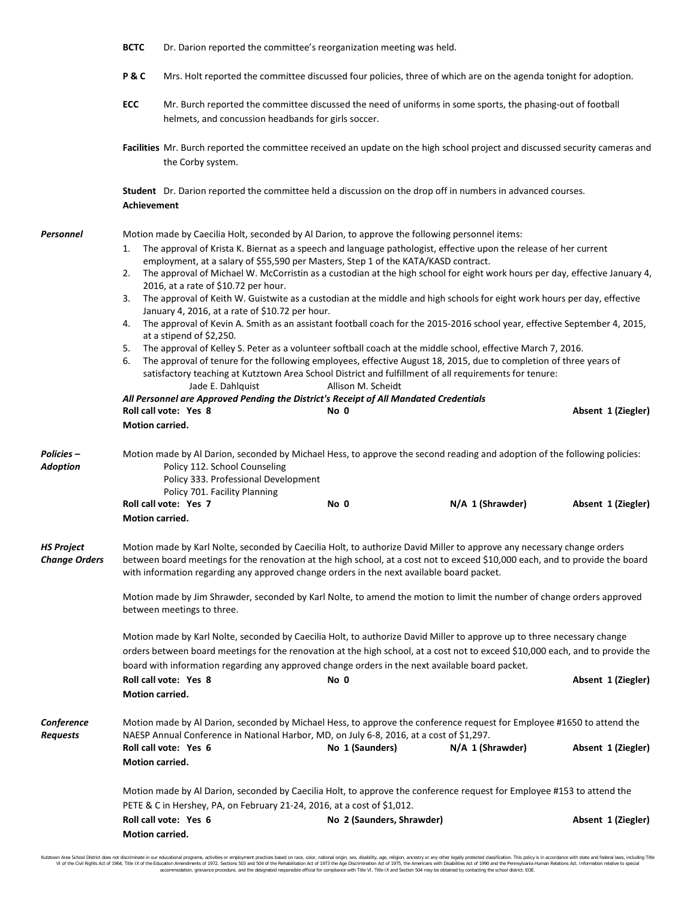**BCTC** Dr. Darion reported the committee's reorganization meeting was held.

**P & C** Mrs. Holt reported the committee discussed four policies, three of which are on the agenda tonight for adoption.

**ECC** Mr. Burch reported the committee discussed the need of uniforms in some sports, the phasing-out of football helmets, and concussion headbands for girls soccer.

**Facilities** Mr. Burch reported the committee received an update on the high school project and discussed security cameras and the Corby system.

**Student Achievement** Dr. Darion reported the committee held a discussion on the drop off in numbers in advanced courses.

***Personnel***

Motion made by Caecilia Holt, seconded by Al Darion, to approve the following personnel items:

1. The approval of Krista K. Biernat as a speech and language pathologist, effective upon the release of her current employment, at a salary of $55,590 per Masters, Step 1 of the KATA/KASD contract.
2. The approval of Michael W. McCorristin as a custodian at the high school for eight work hours per day, effective January 4, 2016, at a rate of $10.72 per hour.
3. The approval of Keith W. Guistwite as a custodian at the middle and high schools for eight work hours per day, effective January 4, 2016, at a rate of $10.72 per hour.
4. The approval of Kevin A. Smith as an assistant football coach for the 2015-2016 school year, effective September 4, 2015, at a stipend of $2,250.
5. The approval of Kelley S. Peter as a volunteer softball coach at the middle school, effective March 7, 2016.
6. The approval of tenure for the following employees, effective August 18, 2015, due to completion of three years of satisfactory teaching at Kutztown Area School District and fulfillment of all requirements for tenure:
   Jade E. Dahlquist    Allison M. Scheidt

***All Personnel are Approved Pending the District's Receipt of All Mandated Credentials***

**Roll call vote: Yes 8** **No 0** **Absent 1 (Ziegler)**

**Motion carried.**

***Policies – Adoption***

Motion made by Al Darion, seconded by Michael Hess, to approve the second reading and adoption of the following policies:

Policy 112. School Counseling
Policy 333. Professional Development
Policy 701. Facility Planning

**Roll call vote: Yes 7** **No 0** **N/A 1 (Shrawder)** **Absent 1 (Ziegler)**

**Motion carried.**

***HS Project Change Orders***

Motion made by Karl Nolte, seconded by Caecilia Holt, to authorize David Miller to approve any necessary change orders between board meetings for the renovation at the high school, at a cost not to exceed $10,000 each, and to provide the board with information regarding any approved change orders in the next available board packet.

Motion made by Jim Shrawder, seconded by Karl Nolte, to amend the motion to limit the number of change orders approved between meetings to three.

Motion made by Karl Nolte, seconded by Caecilia Holt, to authorize David Miller to approve up to three necessary change orders between board meetings for the renovation at the high school, at a cost not to exceed $10,000 each, and to provide the board with information regarding any approved change orders in the next available board packet.

**Roll call vote: Yes 8** **No 0** **Absent 1 (Ziegler)**

**Motion carried.**

***Conference Requests***

Motion made by Al Darion, seconded by Michael Hess, to approve the conference request for Employee #1650 to attend the NAESP Annual Conference in National Harbor, MD, on July 6-8, 2016, at a cost of $1,297.

**Roll call vote: Yes 6** **No 1 (Saunders)** **N/A 1 (Shrawder)** **Absent 1 (Ziegler)**

**Motion carried.**

Motion made by Al Darion, seconded by Caecilia Holt, to approve the conference request for Employee #153 to attend the PETE & C in Hershey, PA, on February 21-24, 2016, at a cost of $1,012.

**Roll call vote: Yes 6** **No 2 (Saunders, Shrawder)** **Absent 1 (Ziegler)**

**Motion carried.**

Kutztown Area School District does not discriminate in our educational programs, activities or employment practices based on race, color, national origin, sex, disability, age, religion, ancestry or any other legally protected classification. This policy is in accordance with state and federal laws, including Title VI of the Civil Rights Act of 1964, Title IX of the Education Amendments of 1972, Sections 503 and 504 of the Rehabilitation Act of 1973 the Age Discrimination Act of 1975, the Americans with Disabilities Act of 1990 and the Pennsylvania Human Relations Act. Information relative to special accommodation, grievance procedure, and the designated responsible official for compliance with Title VI, Title IX and Section 504 may be obtained by contacting the school district. EOE.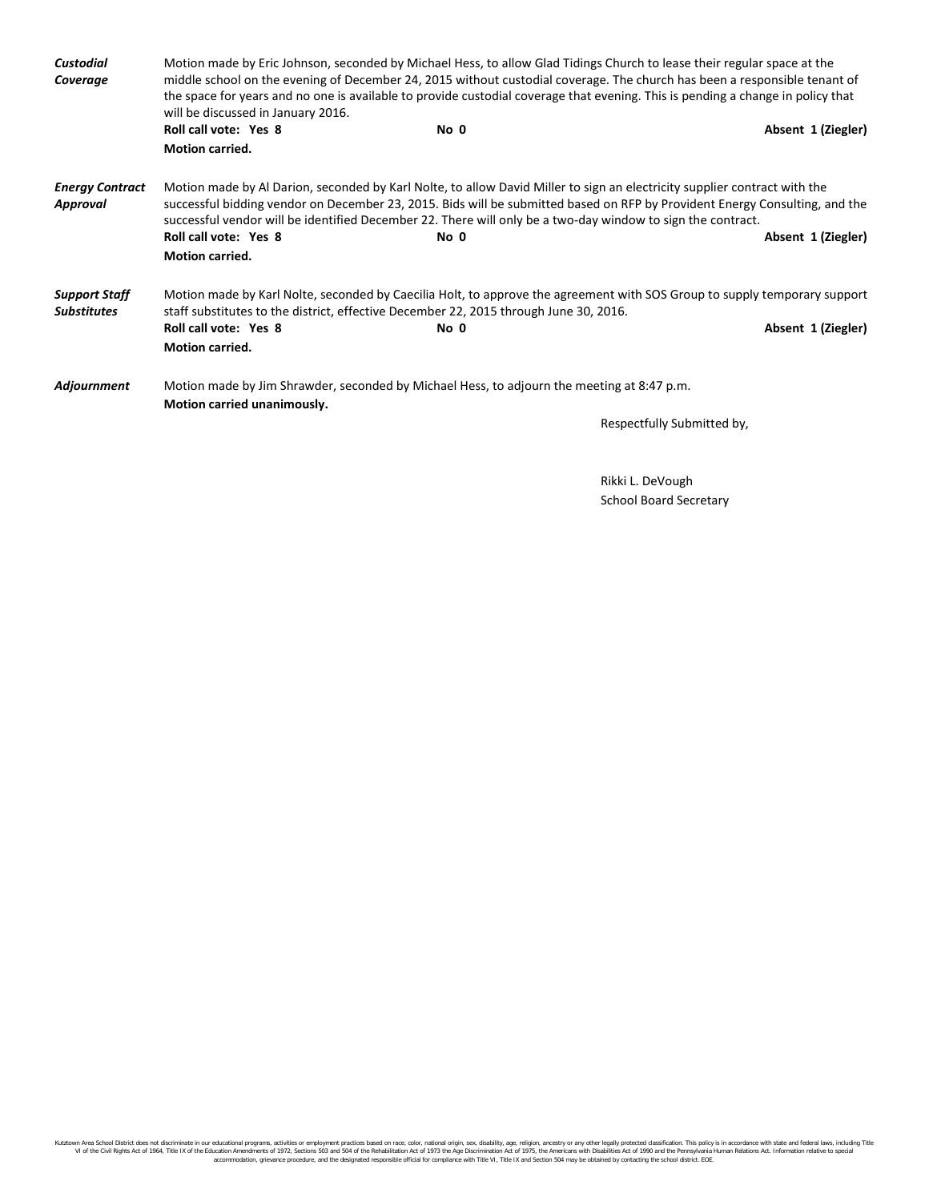***Custodial Coverage***

Motion made by Eric Johnson, seconded by Michael Hess, to allow Glad Tidings Church to lease their regular space at the middle school on the evening of December 24, 2015 without custodial coverage. The church has been a responsible tenant of the space for years and no one is available to provide custodial coverage that evening. This is pending a change in policy that will be discussed in January 2016.

**Roll call vote: Yes 8** **No 0** **Absent 1 (Ziegler)**

**Motion carried.**

***Energy Contract Approval***

Motion made by Al Darion, seconded by Karl Nolte, to allow David Miller to sign an electricity supplier contract with the successful bidding vendor on December 23, 2015. Bids will be submitted based on RFP by Provident Energy Consulting, and the successful vendor will be identified December 22. There will only be a two-day window to sign the contract.

**Roll call vote: Yes 8** **No 0** **Absent 1 (Ziegler)**

**Motion carried.**

***Support Staff Substitutes***

Motion made by Karl Nolte, seconded by Caecilia Holt, to approve the agreement with SOS Group to supply temporary support staff substitutes to the district, effective December 22, 2015 through June 30, 2016.

**Roll call vote: Yes 8** **No 0** **Absent 1 (Ziegler)**

**Motion carried.**

***Adjournment***

Motion made by Jim Shrawder, seconded by Michael Hess, to adjourn the meeting at 8:47 p.m.

**Motion carried unanimously.**

Respectfully Submitted by,

Rikki L. DeVough
School Board Secretary

Kutztown Area School District does not discriminate in our educational programs, activities or employment practices based on race, color, national origin, sex, disability, age, religion, ancestry or any other legally protected classification. This policy is in accordance with state and federal laws, including Title VI of the Civil Rights Act of 1964, Title IX of the Education Amendments of 1972, Sections 503 and 504 of the Rehabilitation Act of 1973 the Age Discrimination Act of 1975, the Americans with Disabilities Act of 1990 and the Pennsylvania Human Relations Act. Information relative to special accommodation, grievance procedure, and the designated responsible official for compliance with Title VI, Title IX and Section 504 may be obtained by contacting the school district. EOE.